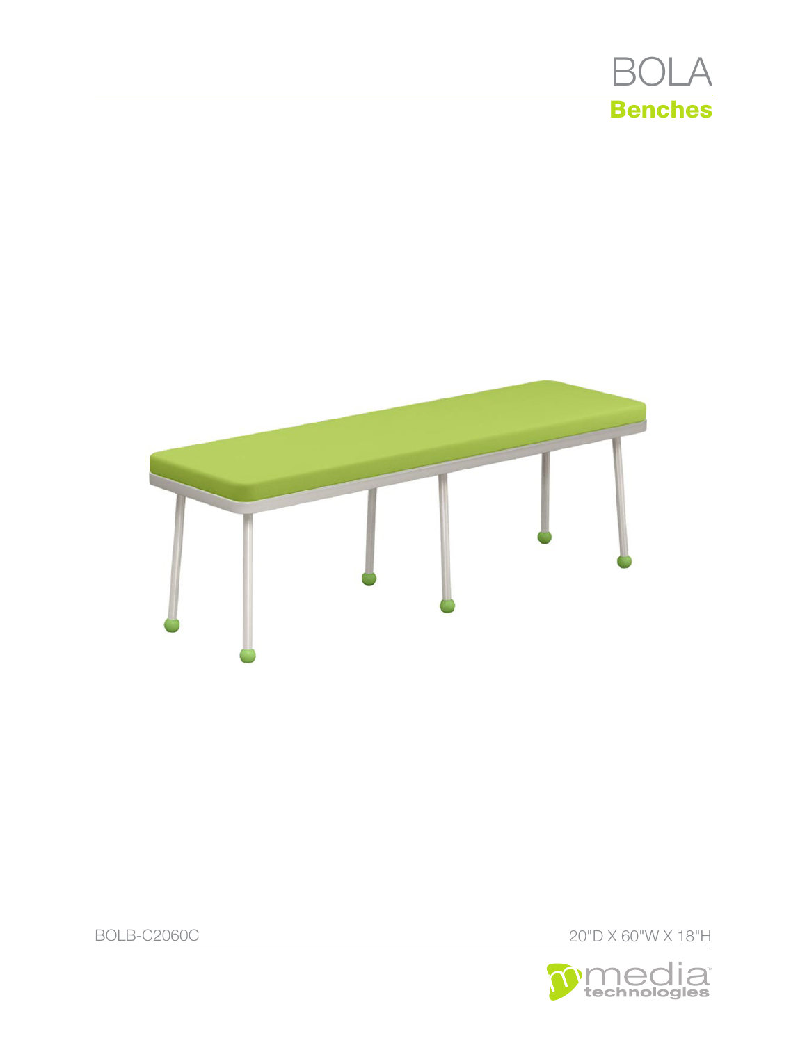# BOLA

## Benches

BOLB-C2060C

20"D X 60"W X 18"H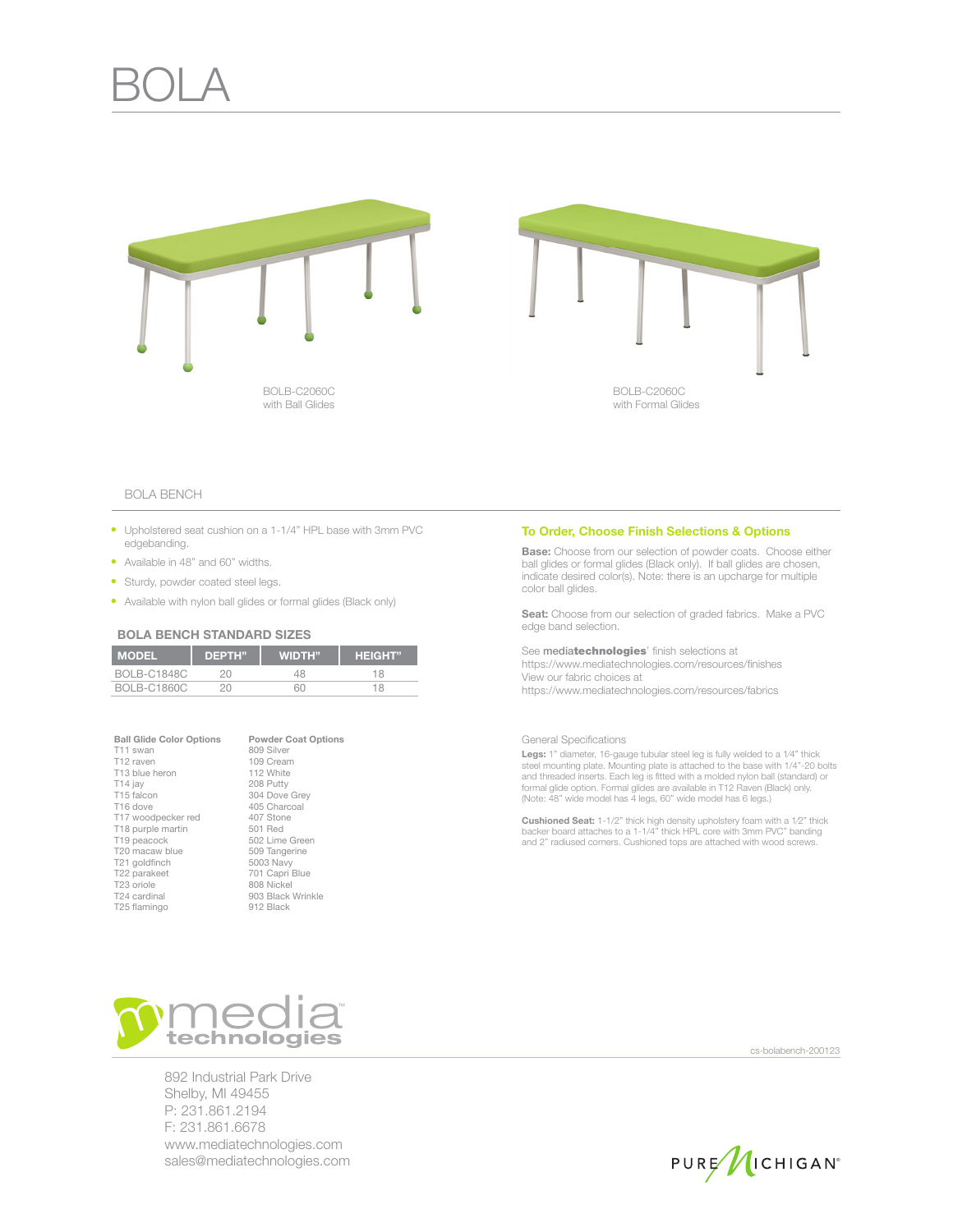# BOLA

BOLB-C2060C
with Ball Glides

BOLB-C2060C
with Formal Glides

## BOLA BENCH

- Upholstered seat cushion on a 1-1/4" HPL base with 3mm PVC edgebanding.
- Available in 48" and 60" widths.
- Sturdy, powder coated steel legs.
- Available with nylon ball glides or formal glides (Black only)

### BOLA BENCH STANDARD SIZES

| MODEL | DEPTH" | WIDTH" | HEIGHT" |
|---|---|---|---|
| BOLB-C1848C | 20 | 48 | 18 |
| BOLB-C1860C | 20 | 60 | 18 |

**Ball Glide Color Options**
T11 swan
T12 raven
T13 blue heron
T14 jay
T15 falcon
T16 dove
T17 woodpecker red
T18 purple martin
T19 peacock
T20 macaw blue
T21 goldfinch
T22 parakeet
T23 oriole
T24 cardinal
T25 flamingo

**Powder Coat Options**
809 Silver
109 Cream
112 White
208 Putty
304 Dove Grey
405 Charcoal
407 Stone
501 Red
502 Lime Green
509 Tangerine
5003 Navy
701 Capri Blue
808 Nickel
903 Black Wrinkle
912 Black

### To Order, Choose Finish Selections & Options

**Base:** Choose from our selection of powder coats. Choose either ball glides or formal glides (Black only). If ball glides are chosen, indicate desired color(s). Note: there is an upcharge for multiple color ball glides.

**Seat:** Choose from our selection of graded fabrics. Make a PVC edge band selection.

See **mediatechnologies**' finish selections at https://www.mediatechnologies.com/resources/finishes
View our fabric choices at
https://www.mediatechnologies.com/resources/fabrics

General Specifications

**Legs:** 1" diameter, 16-gauge tubular steel leg is fully welded to a 1/4" thick steel mounting plate. Mounting plate is attached to the base with 1/4"-20 bolts and threaded inserts. Each leg is fitted with a molded nylon ball (standard) or formal glide option. Formal glides are available in T12 Raven (Black) only. (Note: 48" wide model has 4 legs, 60" wide model has 6 legs.)

**Cushioned Seat:** 1-1/2" thick high density upholstery foam with a 1/2" thick backer board attaches to a 1-1/4" thick HPL core with 3mm PVC" banding and 2" radiused corners. Cushioned tops are attached with wood screws.

media technologies™

cs-bolabench-200123

892 Industrial Park Drive
Shelby, MI 49455
P: 231.861.2194
F: 231.861.6678
www.mediatechnologies.com
sales@mediatechnologies.com

PURE MICHIGAN®